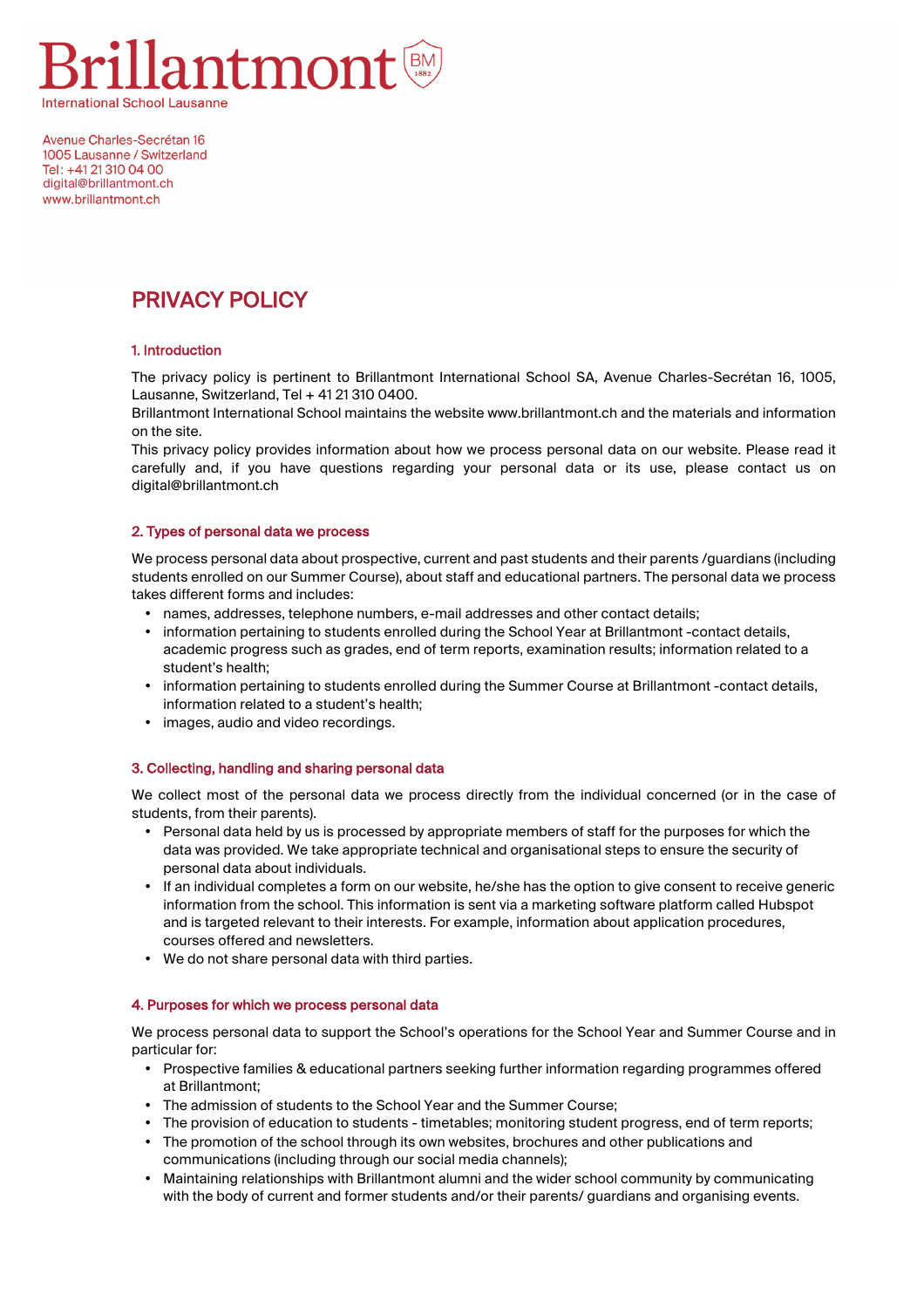Brillantmont
International School Lausanne

Avenue Charles-Secrétan 16
1005 Lausanne / Switzerland
Tel: +41 21 310 04 00
digital@brillantmont.ch
www.brillantmont.ch

# PRIVACY POLICY

## 1. Introduction

The privacy policy is pertinent to Brillantmont International School SA, Avenue Charles-Secrétan 16, 1005, Lausanne, Switzerland, Tel + 41 21 310 0400.
Brillantmont International School maintains the website www.brillantmont.ch and the materials and information on the site.
This privacy policy provides information about how we process personal data on our website. Please read it carefully and, if you have questions regarding your personal data or its use, please contact us on digital@brillantmont.ch

## 2. Types of personal data we process

We process personal data about prospective, current and past students and their parents /guardians (including students enrolled on our Summer Course), about staff and educational partners. The personal data we process takes different forms and includes:

- names, addresses, telephone numbers, e-mail addresses and other contact details;
- information pertaining to students enrolled during the School Year at Brillantmont -contact details, academic progress such as grades, end of term reports, examination results; information related to a student's health;
- information pertaining to students enrolled during the Summer Course at Brillantmont -contact details, information related to a student's health;
- images, audio and video recordings.

## 3. Collecting, handling and sharing personal data

We collect most of the personal data we process directly from the individual concerned (or in the case of students, from their parents).

- Personal data held by us is processed by appropriate members of staff for the purposes for which the data was provided. We take appropriate technical and organisational steps to ensure the security of personal data about individuals.
- If an individual completes a form on our website, he/she has the option to give consent to receive generic information from the school. This information is sent via a marketing software platform called Hubspot and is targeted relevant to their interests. For example, information about application procedures, courses offered and newsletters.
- We do not share personal data with third parties.

## 4. Purposes for which we process personal data

We process personal data to support the School's operations for the School Year and Summer Course and in particular for:

- Prospective families & educational partners seeking further information regarding programmes offered at Brillantmont;
- The admission of students to the School Year and the Summer Course;
- The provision of education to students - timetables; monitoring student progress, end of term reports;
- The promotion of the school through its own websites, brochures and other publications and communications (including through our social media channels);
- Maintaining relationships with Brillantmont alumni and the wider school community by communicating with the body of current and former students and/or their parents/ guardians and organising events.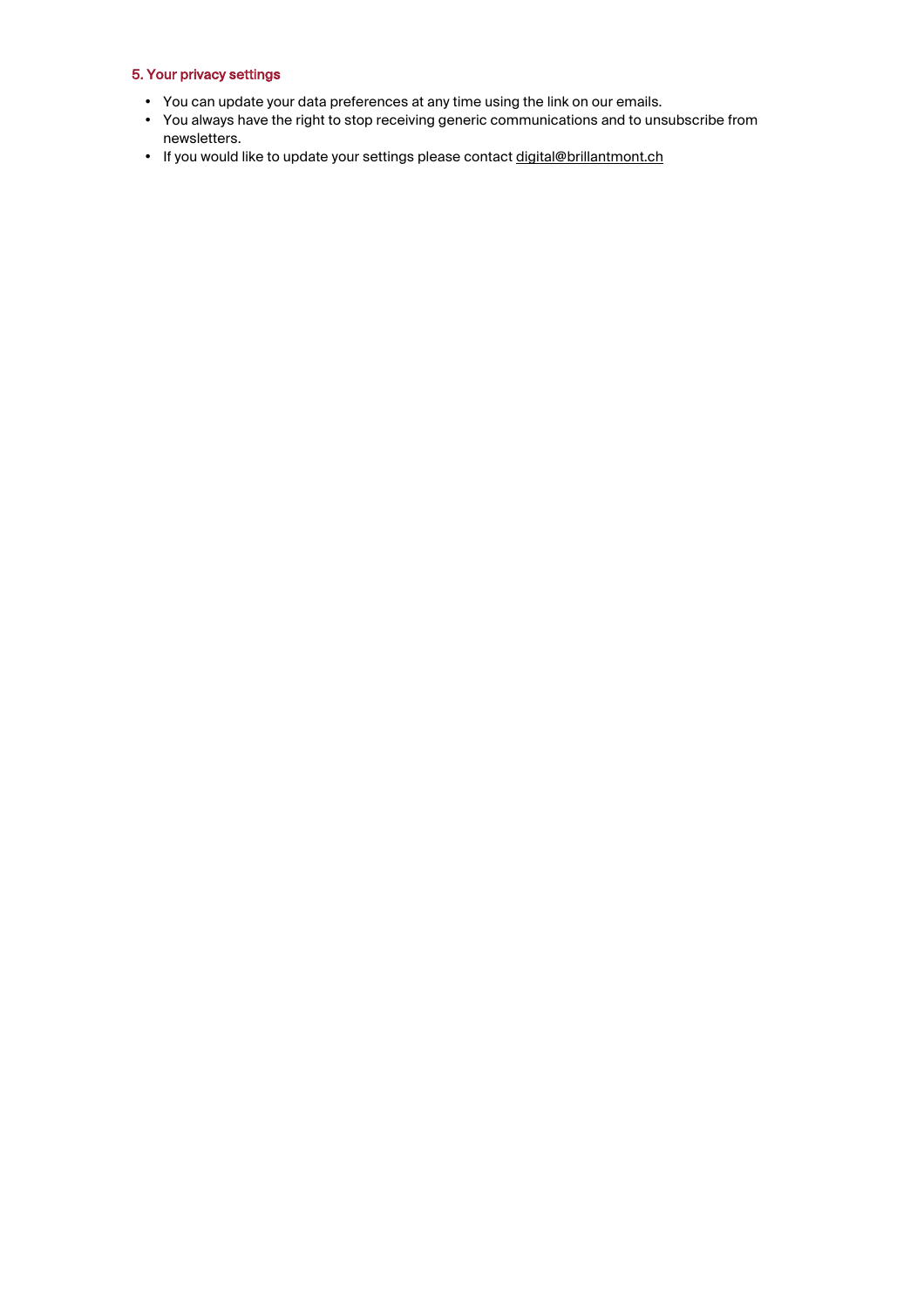### 5. Your privacy settings

- You can update your data preferences at any time using the link on our emails.
- You always have the right to stop receiving generic communications and to unsubscribe from newsletters.
- If you would like to update your settings please contact digital@brillantmont.ch